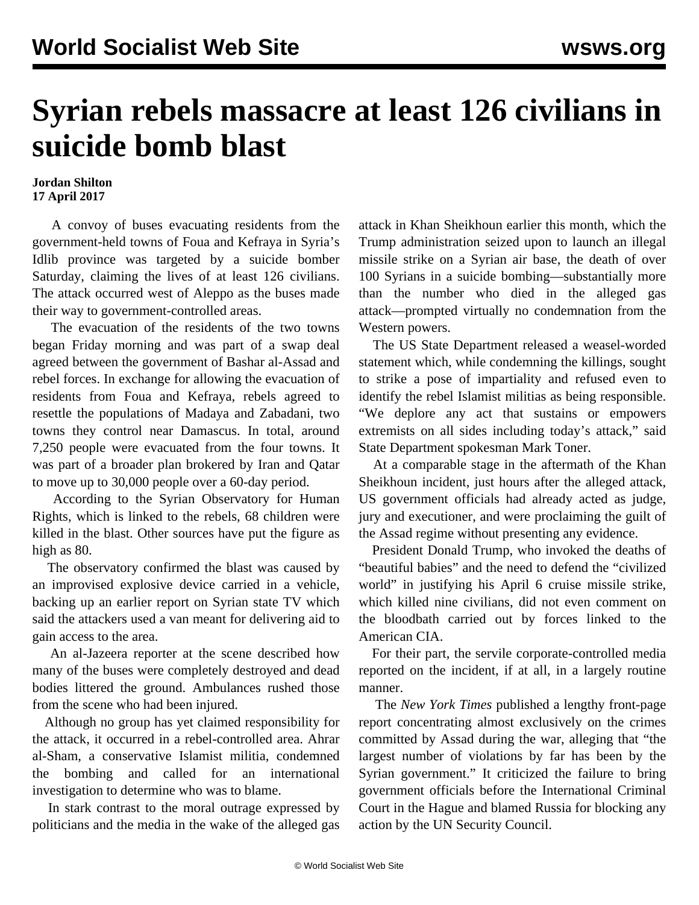# Syrian rebels massacre at least 126 civilians in suicide bomb blast

**Jordan Shilton**
**17 April 2017**

A convoy of buses evacuating residents from the government-held towns of Foua and Kefraya in Syria's Idlib province was targeted by a suicide bomber Saturday, claiming the lives of at least 126 civilians. The attack occurred west of Aleppo as the buses made their way to government-controlled areas.

The evacuation of the residents of the two towns began Friday morning and was part of a swap deal agreed between the government of Bashar al-Assad and rebel forces. In exchange for allowing the evacuation of residents from Foua and Kefraya, rebels agreed to resettle the populations of Madaya and Zabadani, two towns they control near Damascus. In total, around 7,250 people were evacuated from the four towns. It was part of a broader plan brokered by Iran and Qatar to move up to 30,000 people over a 60-day period.

According to the Syrian Observatory for Human Rights, which is linked to the rebels, 68 children were killed in the blast. Other sources have put the figure as high as 80.

The observatory confirmed the blast was caused by an improvised explosive device carried in a vehicle, backing up an earlier report on Syrian state TV which said the attackers used a van meant for delivering aid to gain access to the area.

An al-Jazeera reporter at the scene described how many of the buses were completely destroyed and dead bodies littered the ground. Ambulances rushed those from the scene who had been injured.

Although no group has yet claimed responsibility for the attack, it occurred in a rebel-controlled area. Ahrar al-Sham, a conservative Islamist militia, condemned the bombing and called for an international investigation to determine who was to blame.

In stark contrast to the moral outrage expressed by politicians and the media in the wake of the alleged gas attack in Khan Sheikhoun earlier this month, which the Trump administration seized upon to launch an illegal missile strike on a Syrian air base, the death of over 100 Syrians in a suicide bombing—substantially more than the number who died in the alleged gas attack—prompted virtually no condemnation from the Western powers.

The US State Department released a weasel-worded statement which, while condemning the killings, sought to strike a pose of impartiality and refused even to identify the rebel Islamist militias as being responsible. "We deplore any act that sustains or empowers extremists on all sides including today's attack," said State Department spokesman Mark Toner.

At a comparable stage in the aftermath of the Khan Sheikhoun incident, just hours after the alleged attack, US government officials had already acted as judge, jury and executioner, and were proclaiming the guilt of the Assad regime without presenting any evidence.

President Donald Trump, who invoked the deaths of "beautiful babies" and the need to defend the "civilized world" in justifying his April 6 cruise missile strike, which killed nine civilians, did not even comment on the bloodbath carried out by forces linked to the American CIA.

For their part, the servile corporate-controlled media reported on the incident, if at all, in a largely routine manner.

The *New York Times* published a lengthy front-page report concentrating almost exclusively on the crimes committed by Assad during the war, alleging that "the largest number of violations by far has been by the Syrian government." It criticized the failure to bring government officials before the International Criminal Court in the Hague and blamed Russia for blocking any action by the UN Security Council.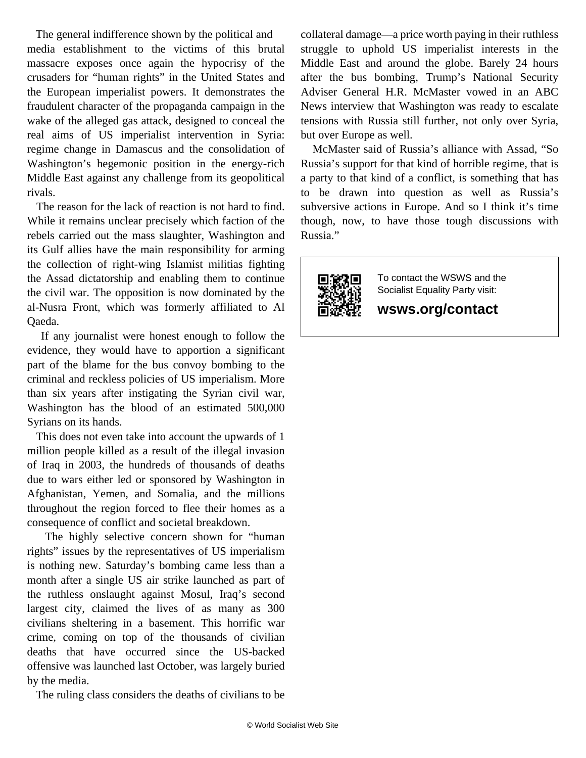The general indifference shown by the political and media establishment to the victims of this brutal massacre exposes once again the hypocrisy of the crusaders for "human rights" in the United States and the European imperialist powers. It demonstrates the fraudulent character of the propaganda campaign in the wake of the alleged gas attack, designed to conceal the real aims of US imperialist intervention in Syria: regime change in Damascus and the consolidation of Washington's hegemonic position in the energy-rich Middle East against any challenge from its geopolitical rivals.

The reason for the lack of reaction is not hard to find. While it remains unclear precisely which faction of the rebels carried out the mass slaughter, Washington and its Gulf allies have the main responsibility for arming the collection of right-wing Islamist militias fighting the Assad dictatorship and enabling them to continue the civil war. The opposition is now dominated by the al-Nusra Front, which was formerly affiliated to Al Qaeda.

If any journalist were honest enough to follow the evidence, they would have to apportion a significant part of the blame for the bus convoy bombing to the criminal and reckless policies of US imperialism. More than six years after instigating the Syrian civil war, Washington has the blood of an estimated 500,000 Syrians on its hands.

This does not even take into account the upwards of 1 million people killed as a result of the illegal invasion of Iraq in 2003, the hundreds of thousands of deaths due to wars either led or sponsored by Washington in Afghanistan, Yemen, and Somalia, and the millions throughout the region forced to flee their homes as a consequence of conflict and societal breakdown.

The highly selective concern shown for "human rights" issues by the representatives of US imperialism is nothing new. Saturday's bombing came less than a month after a single US air strike launched as part of the ruthless onslaught against Mosul, Iraq's second largest city, claimed the lives of as many as 300 civilians sheltering in a basement. This horrific war crime, coming on top of the thousands of civilian deaths that have occurred since the US-backed offensive was launched last October, was largely buried by the media.

The ruling class considers the deaths of civilians to be collateral damage—a price worth paying in their ruthless struggle to uphold US imperialist interests in the Middle East and around the globe. Barely 24 hours after the bus bombing, Trump's National Security Adviser General H.R. McMaster vowed in an ABC News interview that Washington was ready to escalate tensions with Russia still further, not only over Syria, but over Europe as well.

McMaster said of Russia's alliance with Assad, "So Russia's support for that kind of horrible regime, that is a party to that kind of a conflict, is something that has to be drawn into question as well as Russia's subversive actions in Europe. And so I think it's time though, now, to have those tough discussions with Russia."

To contact the WSWS and the Socialist Equality Party visit:

**wsws.org/contact**